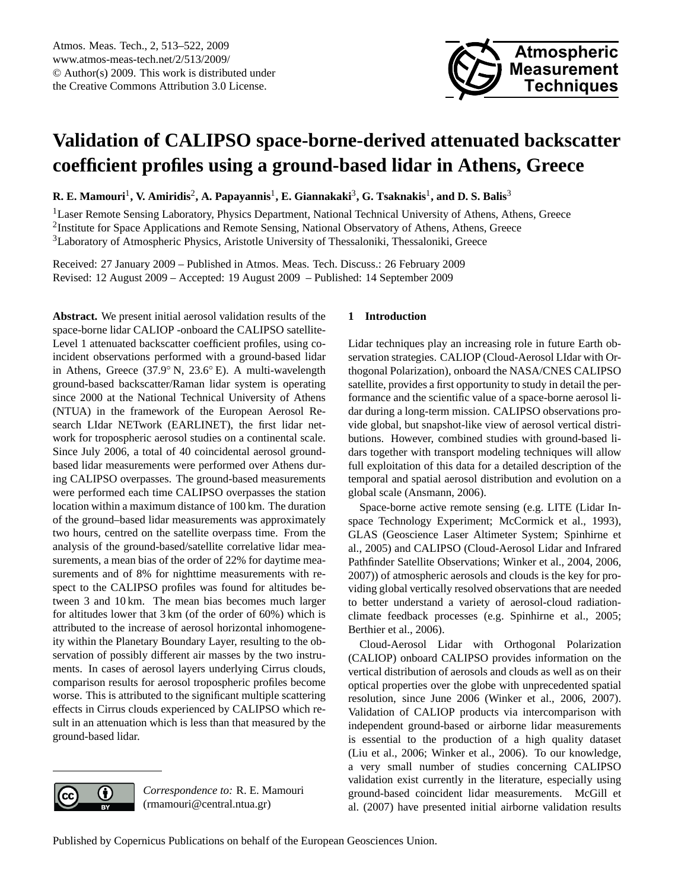# Validation of CALIPSO space-borne-derived attenuated backscatter coefficient profiles using a ground-based lidar in Athens, Greece

**R. E. Mamouri[1], V. Amiridis[2], A. Papayannis[1], E. Giannakaki[3], G. Tsaknakis[1], and D. S. Balis[3]**

[1]Laser Remote Sensing Laboratory, Physics Department, National Technical University of Athens, Athens, Greece
[2]Institute for Space Applications and Remote Sensing, National Observatory of Athens, Athens, Greece
[3]Laboratory of Atmospheric Physics, Aristotle University of Thessaloniki, Thessaloniki, Greece

Received: 27 January 2009 – Published in Atmos. Meas. Tech. Discuss.: 26 February 2009
Revised: 12 August 2009 – Accepted: 19 August 2009 – Published: 14 September 2009

**Abstract.** We present initial aerosol validation results of the space-borne lidar CALIOP -onboard the CALIPSO satellite- Level 1 attenuated backscatter coefficient profiles, using coincident observations performed with a ground-based lidar in Athens, Greece (37.9° N, 23.6° E). A multi-wavelength ground-based backscatter/Raman lidar system is operating since 2000 at the National Technical University of Athens (NTUA) in the framework of the European Aerosol Research LIdar NETwork (EARLINET), the first lidar network for tropospheric aerosol studies on a continental scale. Since July 2006, a total of 40 coincidental aerosol ground-based lidar measurements were performed over Athens during CALIPSO overpasses. The ground-based measurements were performed each time CALIPSO overpasses the station location within a maximum distance of 100 km. The duration of the ground–based lidar measurements was approximately two hours, centred on the satellite overpass time. From the analysis of the ground-based/satellite correlative lidar measurements, a mean bias of the order of 22% for daytime measurements and of 8% for nighttime measurements with respect to the CALIPSO profiles was found for altitudes between 3 and 10 km. The mean bias becomes much larger for altitudes lower that 3 km (of the order of 60%) which is attributed to the increase of aerosol horizontal inhomogeneity within the Planetary Boundary Layer, resulting to the observation of possibly different air masses by the two instruments. In cases of aerosol layers underlying Cirrus clouds, comparison results for aerosol tropospheric profiles become worse. This is attributed to the significant multiple scattering effects in Cirrus clouds experienced by CALIPSO which result in an attenuation which is less than that measured by the ground-based lidar.

*Correspondence to:* R. E. Mamouri (rmamouri@central.ntua.gr)

## 1 Introduction

Lidar techniques play an increasing role in future Earth observation strategies. CALIOP (Cloud-Aerosol LIdar with Orthogonal Polarization), onboard the NASA/CNES CALIPSO satellite, provides a first opportunity to study in detail the performance and the scientific value of a space-borne aerosol lidar during a long-term mission. CALIPSO observations provide global, but snapshot-like view of aerosol vertical distributions. However, combined studies with ground-based lidars together with transport modeling techniques will allow full exploitation of this data for a detailed description of the temporal and spatial aerosol distribution and evolution on a global scale (Ansmann, 2006).

Space-borne active remote sensing (e.g. LITE (Lidar Inspace Technology Experiment; McCormick et al., 1993), GLAS (Geoscience Laser Altimeter System; Spinhirne et al., 2005) and CALIPSO (Cloud-Aerosol Lidar and Infrared Pathfinder Satellite Observations; Winker et al., 2004, 2006, 2007)) of atmospheric aerosols and clouds is the key for providing global vertically resolved observations that are needed to better understand a variety of aerosol-cloud radiation-climate feedback processes (e.g. Spinhirne et al., 2005; Berthier et al., 2006).

Cloud-Aerosol Lidar with Orthogonal Polarization (CALIOP) onboard CALIPSO provides information on the vertical distribution of aerosols and clouds as well as on their optical properties over the globe with unprecedented spatial resolution, since June 2006 (Winker et al., 2006, 2007). Validation of CALIOP products via intercomparison with independent ground-based or airborne lidar measurements is essential to the production of a high quality dataset (Liu et al., 2006; Winker et al., 2006). To our knowledge, a very small number of studies concerning CALIPSO validation exist currently in the literature, especially using ground-based coincident lidar measurements. McGill et al. (2007) have presented initial airborne validation results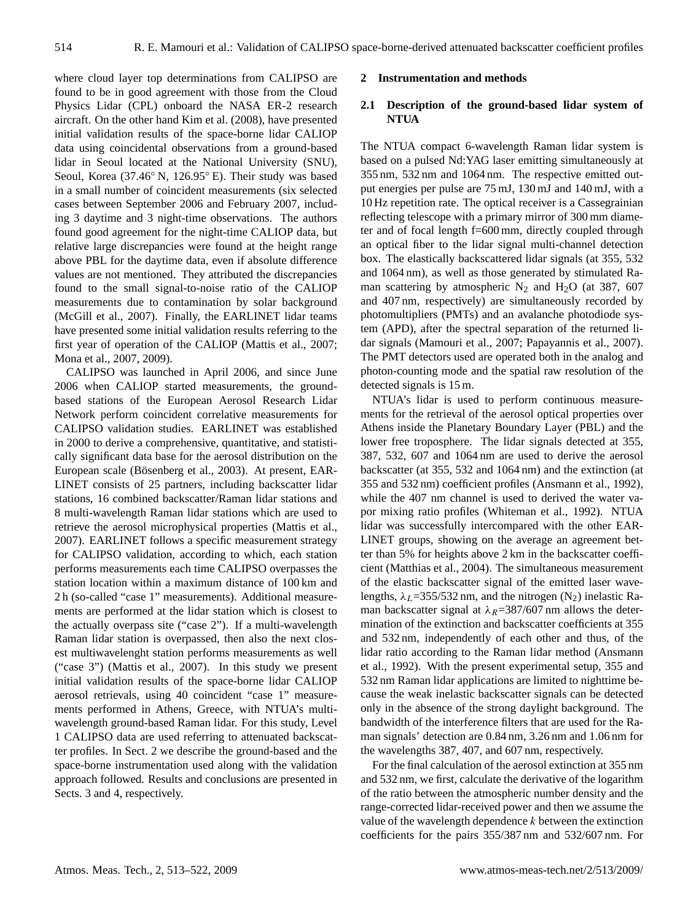where cloud layer top determinations from CALIPSO are found to be in good agreement with those from the Cloud Physics Lidar (CPL) onboard the NASA ER-2 research aircraft. On the other hand Kim et al. (2008), have presented initial validation results of the space-borne lidar CALIOP data using coincidental observations from a ground-based lidar in Seoul located at the National University (SNU), Seoul, Korea (37.46° N, 126.95° E). Their study was based in a small number of coincident measurements (six selected cases between September 2006 and February 2007, including 3 daytime and 3 night-time observations. The authors found good agreement for the night-time CALIOP data, but relative large discrepancies were found at the height range above PBL for the daytime data, even if absolute difference values are not mentioned. They attributed the discrepancies found to the small signal-to-noise ratio of the CALIOP measurements due to contamination by solar background (McGill et al., 2007). Finally, the EARLINET lidar teams have presented some initial validation results referring to the first year of operation of the CALIOP (Mattis et al., 2007; Mona et al., 2007, 2009).

CALIPSO was launched in April 2006, and since June 2006 when CALIOP started measurements, the ground-based stations of the European Aerosol Research Lidar Network perform coincident correlative measurements for CALIPSO validation studies. EARLINET was established in 2000 to derive a comprehensive, quantitative, and statistically significant data base for the aerosol distribution on the European scale (Bösenberg et al., 2003). At present, EARLINET consists of 25 partners, including backscatter lidar stations, 16 combined backscatter/Raman lidar stations and 8 multi-wavelength Raman lidar stations which are used to retrieve the aerosol microphysical properties (Mattis et al., 2007). EARLINET follows a specific measurement strategy for CALIPSO validation, according to which, each station performs measurements each time CALIPSO overpasses the station location within a maximum distance of 100 km and 2 h (so-called "case 1" measurements). Additional measurements are performed at the lidar station which is closest to the actually overpass site ("case 2"). If a multi-wavelength Raman lidar station is overpassed, then also the next closest multiwavelenght station performs measurements as well ("case 3") (Mattis et al., 2007). In this study we present initial validation results of the space-borne lidar CALIOP aerosol retrievals, using 40 coincident "case 1" measurements performed in Athens, Greece, with NTUA's multi-wavelength ground-based Raman lidar. For this study, Level 1 CALIPSO data are used referring to attenuated backscatter profiles. In Sect. 2 we describe the ground-based and the space-borne instrumentation used along with the validation approach followed. Results and conclusions are presented in Sects. 3 and 4, respectively.

## 2 Instrumentation and methods

### 2.1 Description of the ground-based lidar system of NTUA

The NTUA compact 6-wavelength Raman lidar system is based on a pulsed Nd:YAG laser emitting simultaneously at 355 nm, 532 nm and 1064 nm. The respective emitted output energies per pulse are 75 mJ, 130 mJ and 140 mJ, with a 10 Hz repetition rate. The optical receiver is a Cassegrainian reflecting telescope with a primary mirror of 300 mm diameter and of focal length f=600 mm, directly coupled through an optical fiber to the lidar signal multi-channel detection box. The elastically backscattered lidar signals (at 355, 532 and 1064 nm), as well as those generated by stimulated Raman scattering by atmospheric $N_2$ and $H_2O$ (at 387, 607 and 407 nm, respectively) are simultaneously recorded by photomultipliers (PMTs) and an avalanche photodiode system (APD), after the spectral separation of the returned lidar signals (Mamouri et al., 2007; Papayannis et al., 2007). The PMT detectors used are operated both in the analog and photon-counting mode and the spatial raw resolution of the detected signals is 15 m.

NTUA's lidar is used to perform continuous measurements for the retrieval of the aerosol optical properties over Athens inside the Planetary Boundary Layer (PBL) and the lower free troposphere. The lidar signals detected at 355, 387, 532, 607 and 1064 nm are used to derive the aerosol backscatter (at 355, 532 and 1064 nm) and the extinction (at 355 and 532 nm) coefficient profiles (Ansmann et al., 1992), while the 407 nm channel is used to derived the water vapor mixing ratio profiles (Whiteman et al., 1992). NTUA lidar was successfully intercompared with the other EARLINET groups, showing on the average an agreement better than 5% for heights above 2 km in the backscatter coefficient (Matthias et al., 2004). The simultaneous measurement of the elastic backscatter signal of the emitted laser wavelengths, $\lambda_L$=355/532 nm, and the nitrogen ($N_2$) inelastic Raman backscatter signal at $\lambda_R$=387/607 nm allows the determination of the extinction and backscatter coefficients at 355 and 532 nm, independently of each other and thus, of the lidar ratio according to the Raman lidar method (Ansmann et al., 1992). With the present experimental setup, 355 and 532 nm Raman lidar applications are limited to nighttime because the weak inelastic backscatter signals can be detected only in the absence of the strong daylight background. The bandwidth of the interference filters that are used for the Raman signals' detection are 0.84 nm, 3.26 nm and 1.06 nm for the wavelengths 387, 407, and 607 nm, respectively.

For the final calculation of the aerosol extinction at 355 nm and 532 nm, we first, calculate the derivative of the logarithm of the ratio between the atmospheric number density and the range-corrected lidar-received power and then we assume the value of the wavelength dependence $k$ between the extinction coefficients for the pairs 355/387 nm and 532/607 nm. For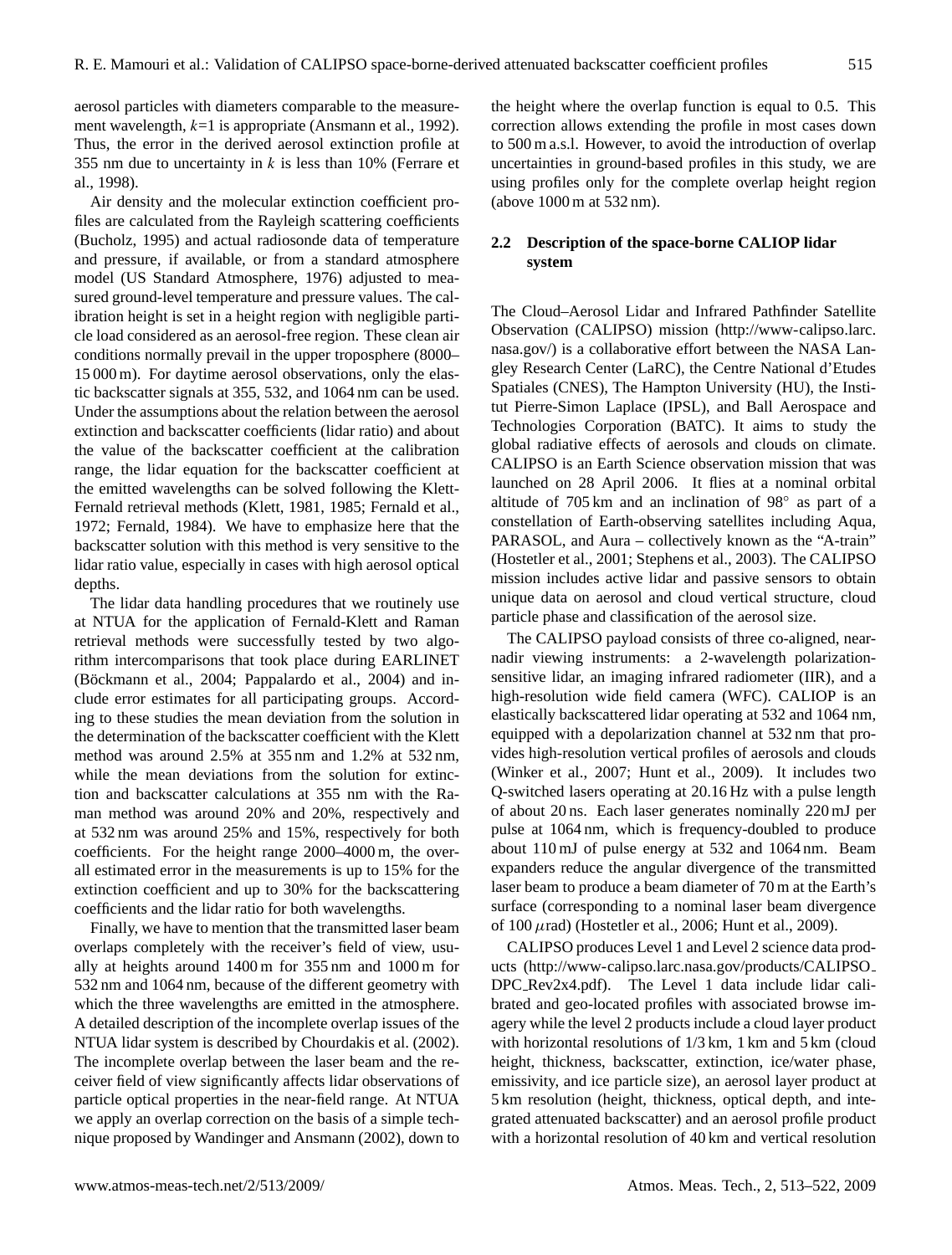aerosol particles with diameters comparable to the measurement wavelength, $k$=1 is appropriate (Ansmann et al., 1992). Thus, the error in the derived aerosol extinction profile at 355 nm due to uncertainty in $k$ is less than 10% (Ferrare et al., 1998).

Air density and the molecular extinction coefficient profiles are calculated from the Rayleigh scattering coefficients (Bucholz, 1995) and actual radiosonde data of temperature and pressure, if available, or from a standard atmosphere model (US Standard Atmosphere, 1976) adjusted to measured ground-level temperature and pressure values. The calibration height is set in a height region with negligible particle load considered as an aerosol-free region. These clean air conditions normally prevail in the upper troposphere (8000–15 000 m). For daytime aerosol observations, only the elastic backscatter signals at 355, 532, and 1064 nm can be used. Under the assumptions about the relation between the aerosol extinction and backscatter coefficients (lidar ratio) and about the value of the backscatter coefficient at the calibration range, the lidar equation for the backscatter coefficient at the emitted wavelengths can be solved following the Klett-Fernald retrieval methods (Klett, 1981, 1985; Fernald et al., 1972; Fernald, 1984). We have to emphasize here that the backscatter solution with this method is very sensitive to the lidar ratio value, especially in cases with high aerosol optical depths.

The lidar data handling procedures that we routinely use at NTUA for the application of Fernald-Klett and Raman retrieval methods were successfully tested by two algorithm intercomparisons that took place during EARLINET (Böckmann et al., 2004; Pappalardo et al., 2004) and include error estimates for all participating groups. According to these studies the mean deviation from the solution in the determination of the backscatter coefficient with the Klett method was around 2.5% at 355 nm and 1.2% at 532 nm, while the mean deviations from the solution for extinction and backscatter calculations at 355 nm with the Raman method was around 20% and 20%, respectively and at 532 nm was around 25% and 15%, respectively for both coefficients. For the height range 2000–4000 m, the overall estimated error in the measurements is up to 15% for the extinction coefficient and up to 30% for the backscattering coefficients and the lidar ratio for both wavelengths.

Finally, we have to mention that the transmitted laser beam overlaps completely with the receiver's field of view, usually at heights around 1400 m for 355 nm and 1000 m for 532 nm and 1064 nm, because of the different geometry with which the three wavelengths are emitted in the atmosphere. A detailed description of the incomplete overlap issues of the NTUA lidar system is described by Chourdakis et al. (2002). The incomplete overlap between the laser beam and the receiver field of view significantly affects lidar observations of particle optical properties in the near-field range. At NTUA we apply an overlap correction on the basis of a simple technique proposed by Wandinger and Ansmann (2002), down to the height where the overlap function is equal to 0.5. This correction allows extending the profile in most cases down to 500 m a.s.l. However, to avoid the introduction of overlap uncertainties in ground-based profiles in this study, we are using profiles only for the complete overlap height region (above 1000 m at 532 nm).

### 2.2 Description of the space-borne CALIOP lidar system

The Cloud–Aerosol Lidar and Infrared Pathfinder Satellite Observation (CALIPSO) mission (http://www-calipso.larc.nasa.gov/) is a collaborative effort between the NASA Langley Research Center (LaRC), the Centre National d'Etudes Spatiales (CNES), The Hampton University (HU), the Institut Pierre-Simon Laplace (IPSL), and Ball Aerospace and Technologies Corporation (BATC). It aims to study the global radiative effects of aerosols and clouds on climate. CALIPSO is an Earth Science observation mission that was launched on 28 April 2006. It flies at a nominal orbital altitude of 705 km and an inclination of 98° as part of a constellation of Earth-observing satellites including Aqua, PARASOL, and Aura – collectively known as the "A-train" (Hostetler et al., 2001; Stephens et al., 2003). The CALIPSO mission includes active lidar and passive sensors to obtain unique data on aerosol and cloud vertical structure, cloud particle phase and classification of the aerosol size.

The CALIPSO payload consists of three co-aligned, near-nadir viewing instruments: a 2-wavelength polarization-sensitive lidar, an imaging infrared radiometer (IIR), and a high-resolution wide field camera (WFC). CALIOP is an elastically backscattered lidar operating at 532 and 1064 nm, equipped with a depolarization channel at 532 nm that provides high-resolution vertical profiles of aerosols and clouds (Winker et al., 2007; Hunt et al., 2009). It includes two Q-switched lasers operating at 20.16 Hz with a pulse length of about 20 ns. Each laser generates nominally 220 mJ per pulse at 1064 nm, which is frequency-doubled to produce about 110 mJ of pulse energy at 532 and 1064 nm. Beam expanders reduce the angular divergence of the transmitted laser beam to produce a beam diameter of 70 m at the Earth's surface (corresponding to a nominal laser beam divergence of 100 $\mu$rad) (Hostetler et al., 2006; Hunt et al., 2009).

CALIPSO produces Level 1 and Level 2 science data products (http://www-calipso.larc.nasa.gov/products/CALIPSO_DPC_Rev2x4.pdf). The Level 1 data include lidar calibrated and geo-located profiles with associated browse imagery while the level 2 products include a cloud layer product with horizontal resolutions of 1/3 km, 1 km and 5 km (cloud height, thickness, backscatter, extinction, ice/water phase, emissivity, and ice particle size), an aerosol layer product at 5 km resolution (height, thickness, optical depth, and integrated attenuated backscatter) and an aerosol profile product with a horizontal resolution of 40 km and vertical resolution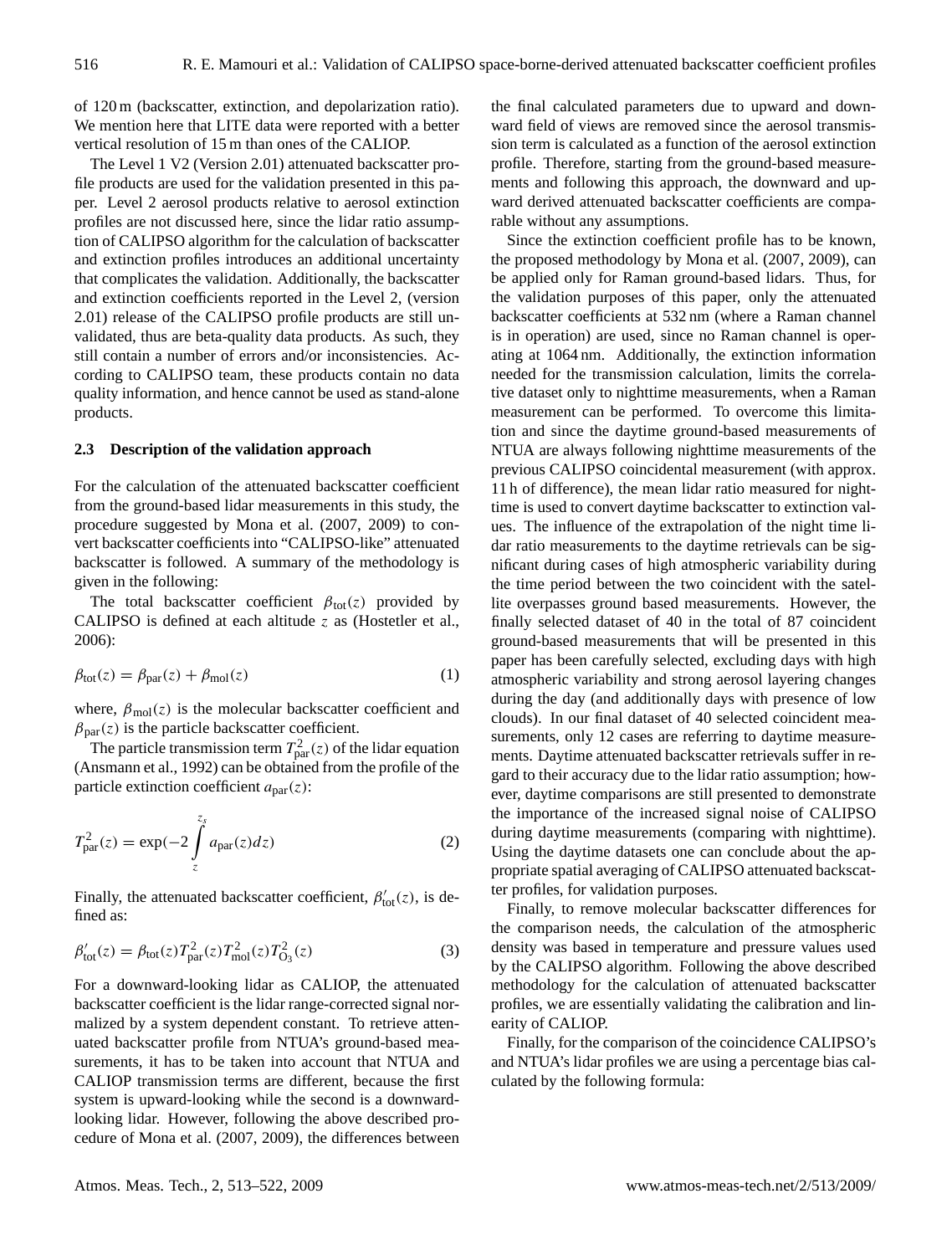of 120 m (backscatter, extinction, and depolarization ratio). We mention here that LITE data were reported with a better vertical resolution of 15 m than ones of the CALIOP.

The Level 1 V2 (Version 2.01) attenuated backscatter profile products are used for the validation presented in this paper. Level 2 aerosol products relative to aerosol extinction profiles are not discussed here, since the lidar ratio assumption of CALIPSO algorithm for the calculation of backscatter and extinction profiles introduces an additional uncertainty that complicates the validation. Additionally, the backscatter and extinction coefficients reported in the Level 2, (version 2.01) release of the CALIPSO profile products are still unvalidated, thus are beta-quality data products. As such, they still contain a number of errors and/or inconsistencies. According to CALIPSO team, these products contain no data quality information, and hence cannot be used as stand-alone products.

### 2.3 Description of the validation approach

For the calculation of the attenuated backscatter coefficient from the ground-based lidar measurements in this study, the procedure suggested by Mona et al. (2007, 2009) to convert backscatter coefficients into "CALIPSO-like" attenuated backscatter is followed. A summary of the methodology is given in the following:

The total backscatter coefficient $\beta_{\mathrm{tot}}(z)$ provided by CALIPSO is defined at each altitude $z$ as (Hostetler et al., 2006):

$$\beta_{\mathrm{tot}}(z) = \beta_{\mathrm{par}}(z) + \beta_{\mathrm{mol}}(z) \tag{1}$$

where, $\beta_{\mathrm{mol}}(z)$ is the molecular backscatter coefficient and $\beta_{\mathrm{par}}(z)$ is the particle backscatter coefficient.

The particle transmission term $T^2_{\mathrm{par}}(z)$ of the lidar equation (Ansmann et al., 1992) can be obtained from the profile of the particle extinction coefficient $a_{\mathrm{par}}(z)$:

$$T^2_{\mathrm{par}}(z) = \exp(-2\int\limits_{z}^{z_s} a_{\mathrm{par}}(z)dz) \tag{2}$$

Finally, the attenuated backscatter coefficient, $\beta'_{\mathrm{tot}}(z)$, is defined as:

$$\beta'_{\mathrm{tot}}(z) = \beta_{\mathrm{tot}}(z)T^2_{\mathrm{par}}(z)T^2_{\mathrm{mol}}(z)T^2_{\mathrm{O_3}}(z) \tag{3}$$

For a downward-looking lidar as CALIOP, the attenuated backscatter coefficient is the lidar range-corrected signal normalized by a system dependent constant. To retrieve attenuated backscatter profile from NTUA's ground-based measurements, it has to be taken into account that NTUA and CALIOP transmission terms are different, because the first system is upward-looking while the second is a downward-looking lidar. However, following the above described procedure of Mona et al. (2007, 2009), the differences between the final calculated parameters due to upward and downward field of views are removed since the aerosol transmission term is calculated as a function of the aerosol extinction profile. Therefore, starting from the ground-based measurements and following this approach, the downward and upward derived attenuated backscatter coefficients are comparable without any assumptions.

Since the extinction coefficient profile has to be known, the proposed methodology by Mona et al. (2007, 2009), can be applied only for Raman ground-based lidars. Thus, for the validation purposes of this paper, only the attenuated backscatter coefficients at 532 nm (where a Raman channel is in operation) are used, since no Raman channel is operating at 1064 nm. Additionally, the extinction information needed for the transmission calculation, limits the correlative dataset only to nighttime measurements, when a Raman measurement can be performed. To overcome this limitation and since the daytime ground-based measurements of NTUA are always following nighttime measurements of the previous CALIPSO coincidental measurement (with approx. 11 h of difference), the mean lidar ratio measured for nighttime is used to convert daytime backscatter to extinction values. The influence of the extrapolation of the night time lidar ratio measurements to the daytime retrievals can be significant during cases of high atmospheric variability during the time period between the two coincident with the satellite overpasses ground based measurements. However, the finally selected dataset of 40 in the total of 87 coincident ground-based measurements that will be presented in this paper has been carefully selected, excluding days with high atmospheric variability and strong aerosol layering changes during the day (and additionally days with presence of low clouds). In our final dataset of 40 selected coincident measurements, only 12 cases are referring to daytime measurements. Daytime attenuated backscatter retrievals suffer in regard to their accuracy due to the lidar ratio assumption; however, daytime comparisons are still presented to demonstrate the importance of the increased signal noise of CALIPSO during daytime measurements (comparing with nighttime). Using the daytime datasets one can conclude about the appropriate spatial averaging of CALIPSO attenuated backscatter profiles, for validation purposes.

Finally, to remove molecular backscatter differences for the comparison needs, the calculation of the atmospheric density was based in temperature and pressure values used by the CALIPSO algorithm. Following the above described methodology for the calculation of attenuated backscatter profiles, we are essentially validating the calibration and linearity of CALIOP.

Finally, for the comparison of the coincidence CALIPSO's and NTUA's lidar profiles we are using a percentage bias calculated by the following formula: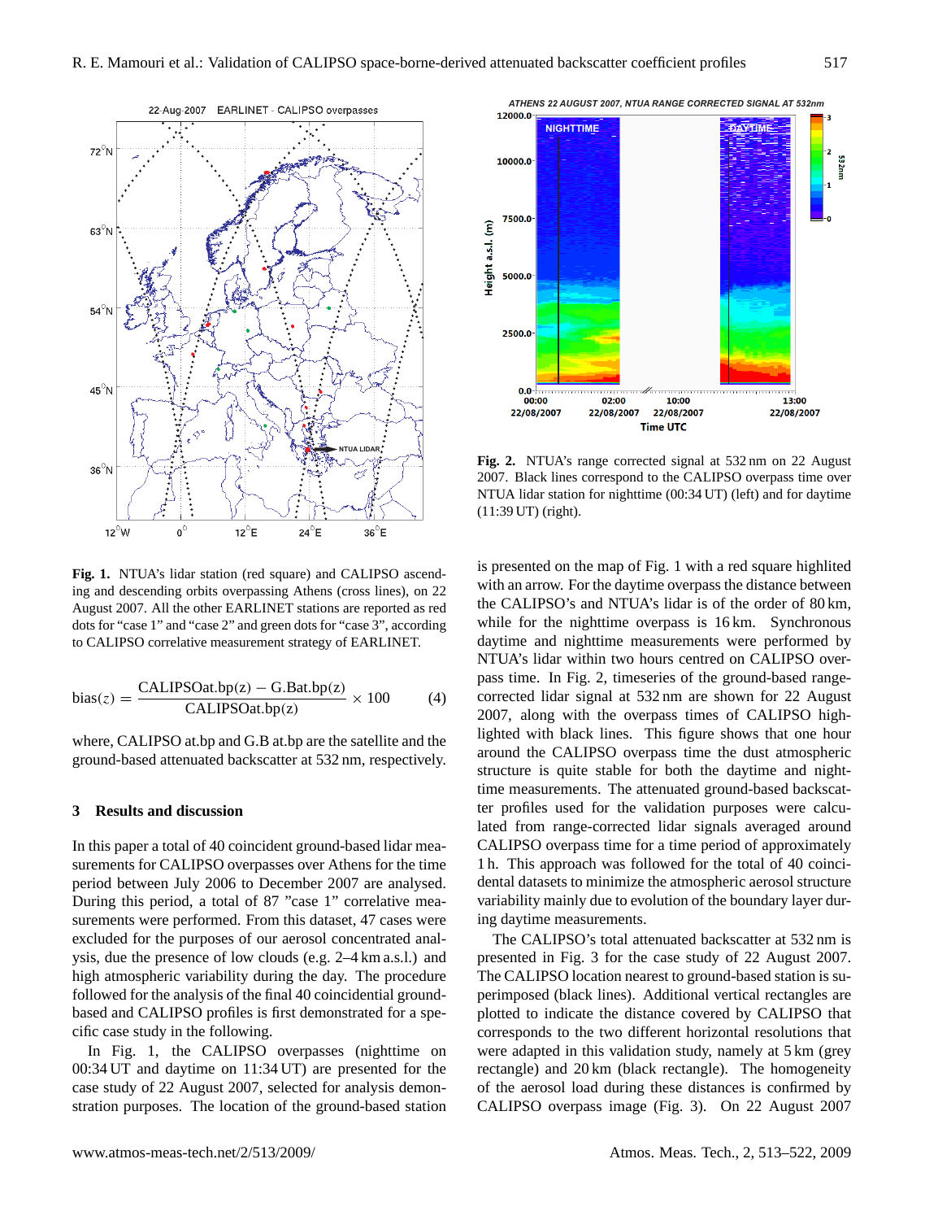**Fig. 1.** NTUA's lidar station (red square) and CALIPSO ascending and descending orbits overpassing Athens (cross lines), on 22 August 2007. All the other EARLINET stations are reported as red dots for "case 1" and "case 2" and green dots for "case 3", according to CALIPSO correlative measurement strategy of EARLINET.

$$\text{bias}(z) = \frac{\text{CALIPSOat.bp}(z) - \text{G.Bat.bp}(z)}{\text{CALIPSOat.bp}(z)} \times 100 \qquad (4)$$

where, CALIPSO at.bp and G.B at.bp are the satellite and the ground-based attenuated backscatter at 532 nm, respectively.

## 3 Results and discussion

In this paper a total of 40 coincident ground-based lidar measurements for CALIPSO overpasses over Athens for the time period between July 2006 to December 2007 are analysed. During this period, a total of 87 "case 1" correlative measurements were performed. From this dataset, 47 cases were excluded for the purposes of our aerosol concentrated analysis, due the presence of low clouds (e.g. 2–4 km a.s.l.) and high atmospheric variability during the day. The procedure followed for the analysis of the final 40 coincidential ground-based and CALIPSO profiles is first demonstrated for a specific case study in the following.

In Fig. 1, the CALIPSO overpasses (nighttime on 00:34 UT and daytime on 11:34 UT) are presented for the case study of 22 August 2007, selected for analysis demonstration purposes. The location of the ground-based station is presented on the map of Fig. 1 with a red square highlited with an arrow. For the daytime overpass the distance between the CALIPSO's and NTUA's lidar is of the order of 80 km, while for the nighttime overpass is 16 km. Synchronous daytime and nighttime measurements were performed by NTUA's lidar within two hours centred on CALIPSO overpass time. In Fig. 2, timeseries of the ground-based range-corrected lidar signal at 532 nm are shown for 22 August 2007, along with the overpass times of CALIPSO highlighted with black lines. This figure shows that one hour around the CALIPSO overpass time the dust atmospheric structure is quite stable for both the daytime and nighttime measurements. The attenuated ground-based backscatter profiles used for the validation purposes were calculated from range-corrected lidar signals averaged around CALIPSO overpass time for a time period of approximately 1 h. This approach was followed for the total of 40 coincidental datasets to minimize the atmospheric aerosol structure variability mainly due to evolution of the boundary layer during daytime measurements.

**Fig. 2.** NTUA's range corrected signal at 532 nm on 22 August 2007. Black lines correspond to the CALIPSO overpass time over NTUA lidar station for nighttime (00:34 UT) (left) and for daytime (11:39 UT) (right).

The CALIPSO's total attenuated backscatter at 532 nm is presented in Fig. 3 for the case study of 22 August 2007. The CALIPSO location nearest to ground-based station is superimposed (black lines). Additional vertical rectangles are plotted to indicate the distance covered by CALIPSO that corresponds to the two different horizontal resolutions that were adapted in this validation study, namely at 5 km (grey rectangle) and 20 km (black rectangle). The homogeneity of the aerosol load during these distances is confirmed by CALIPSO overpass image (Fig. 3). On 22 August 2007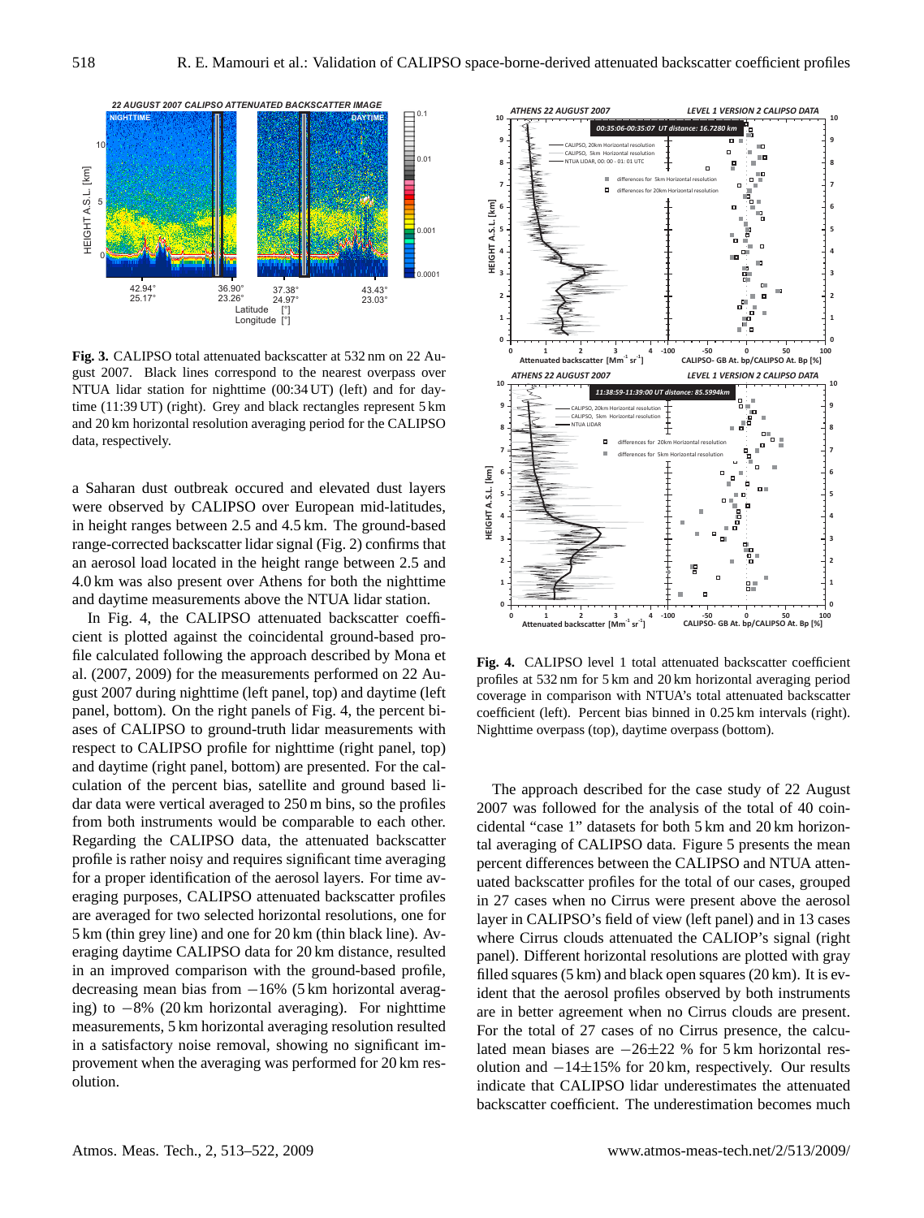**Fig. 3.** CALIPSO total attenuated backscatter at 532 nm on 22 August 2007. Black lines correspond to the nearest overpass over NTUA lidar station for nighttime (00:34 UT) (left) and for daytime (11:39 UT) (right). Grey and black rectangles represent 5 km and 20 km horizontal resolution averaging period for the CALIPSO data, respectively.

a Saharan dust outbreak occured and elevated dust layers were observed by CALIPSO over European mid-latitudes, in height ranges between 2.5 and 4.5 km. The ground-based range-corrected backscatter lidar signal (Fig. 2) confirms that an aerosol load located in the height range between 2.5 and 4.0 km was also present over Athens for both the nighttime and daytime measurements above the NTUA lidar station.

In Fig. 4, the CALIPSO attenuated backscatter coefficient is plotted against the coincidental ground-based profile calculated following the approach described by Mona et al. (2007, 2009) for the measurements performed on 22 August 2007 during nighttime (left panel, top) and daytime (left panel, bottom). On the right panels of Fig. 4, the percent biases of CALIPSO to ground-truth lidar measurements with respect to CALIPSO profile for nighttime (right panel, top) and daytime (right panel, bottom) are presented. For the calculation of the percent bias, satellite and ground based lidar data were vertical averaged to 250 m bins, so the profiles from both instruments would be comparable to each other. Regarding the CALIPSO data, the attenuated backscatter profile is rather noisy and requires significant time averaging for a proper identification of the aerosol layers. For time averaging purposes, CALIPSO attenuated backscatter profiles are averaged for two selected horizontal resolutions, one for 5 km (thin grey line) and one for 20 km (thin black line). Averaging daytime CALIPSO data for 20 km distance, resulted in an improved comparison with the ground-based profile, decreasing mean bias from $-16\%$ (5 km horizontal averaging) to $-8\%$ (20 km horizontal averaging). For nighttime measurements, 5 km horizontal averaging resolution resulted in a satisfactory noise removal, showing no significant improvement when the averaging was performed for 20 km resolution.

**Fig. 4.** CALIPSO level 1 total attenuated backscatter coefficient profiles at 532 nm for 5 km and 20 km horizontal averaging period coverage in comparison with NTUA's total attenuated backscatter coefficient (left). Percent bias binned in 0.25 km intervals (right). Nighttime overpass (top), daytime overpass (bottom).

The approach described for the case study of 22 August 2007 was followed for the analysis of the total of 40 coincidental "case 1" datasets for both 5 km and 20 km horizontal averaging of CALIPSO data. Figure 5 presents the mean percent differences between the CALIPSO and NTUA attenuated backscatter profiles for the total of our cases, grouped in 27 cases when no Cirrus were present above the aerosol layer in CALIPSO's field of view (left panel) and in 13 cases where Cirrus clouds attenuated the CALIOP's signal (right panel). Different horizontal resolutions are plotted with gray filled squares (5 km) and black open squares (20 km). It is evident that the aerosol profiles observed by both instruments are in better agreement when no Cirrus clouds are present. For the total of 27 cases of no Cirrus presence, the calculated mean biases are $-26\pm22$ % for 5 km horizontal resolution and $-14\pm15\%$ for 20 km, respectively. Our results indicate that CALIPSO lidar underestimates the attenuated backscatter coefficient. The underestimation becomes much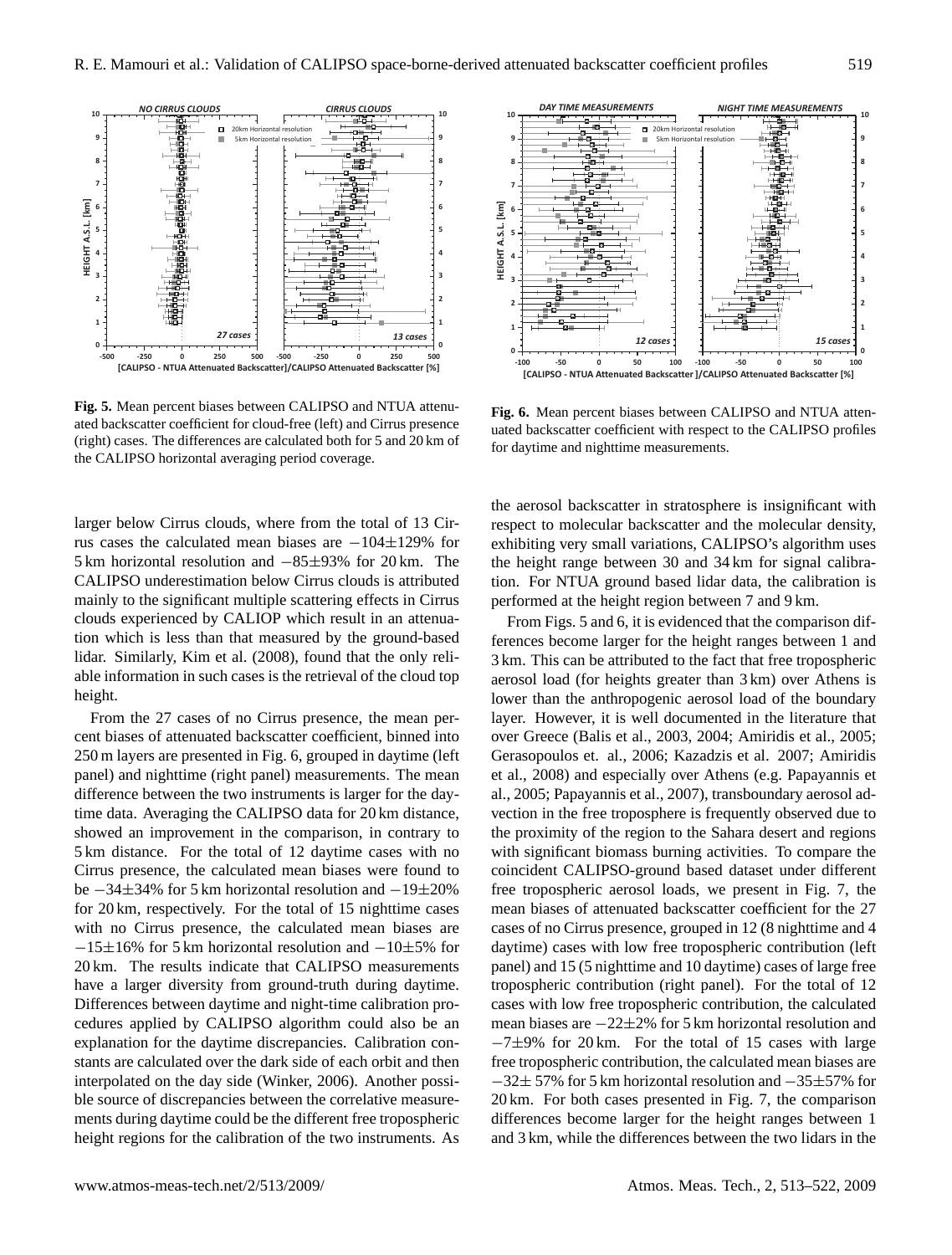**Fig. 5.** Mean percent biases between CALIPSO and NTUA attenuated backscatter coefficient for cloud-free (left) and Cirrus presence (right) cases. The differences are calculated both for 5 and 20 km of the CALIPSO horizontal averaging period coverage.

**Fig. 6.** Mean percent biases between CALIPSO and NTUA attenuated backscatter coefficient with respect to the CALIPSO profiles for daytime and nighttime measurements.

larger below Cirrus clouds, where from the total of 13 Cirrus cases the calculated mean biases are $-104\pm129\%$ for 5 km horizontal resolution and $-85\pm93\%$ for 20 km. The CALIPSO underestimation below Cirrus clouds is attributed mainly to the significant multiple scattering effects in Cirrus clouds experienced by CALIOP which result in an attenuation which is less than that measured by the ground-based lidar. Similarly, Kim et al. (2008), found that the only reliable information in such cases is the retrieval of the cloud top height.

From the 27 cases of no Cirrus presence, the mean percent biases of attenuated backscatter coefficient, binned into 250 m layers are presented in Fig. 6, grouped in daytime (left panel) and nighttime (right panel) measurements. The mean difference between the two instruments is larger for the daytime data. Averaging the CALIPSO data for 20 km distance, showed an improvement in the comparison, in contrary to 5 km distance. For the total of 12 daytime cases with no Cirrus presence, the calculated mean biases were found to be $-34\pm34\%$ for 5 km horizontal resolution and $-19\pm20\%$ for 20 km, respectively. For the total of 15 nighttime cases with no Cirrus presence, the calculated mean biases are $-15\pm16\%$ for 5 km horizontal resolution and $-10\pm5\%$ for 20 km. The results indicate that CALIPSO measurements have a larger diversity from ground-truth during daytime. Differences between daytime and night-time calibration procedures applied by CALIPSO algorithm could also be an explanation for the daytime discrepancies. Calibration constants are calculated over the dark side of each orbit and then interpolated on the day side (Winker, 2006). Another possible source of discrepancies between the correlative measurements during daytime could be the different free tropospheric height regions for the calibration of the two instruments. As the aerosol backscatter in stratosphere is insignificant with respect to molecular backscatter and the molecular density, exhibiting very small variations, CALIPSO's algorithm uses the height range between 30 and 34 km for signal calibration. For NTUA ground based lidar data, the calibration is performed at the height region between 7 and 9 km.

From Figs. 5 and 6, it is evidenced that the comparison differences become larger for the height ranges between 1 and 3 km. This can be attributed to the fact that free tropospheric aerosol load (for heights greater than 3 km) over Athens is lower than the anthropogenic aerosol load of the boundary layer. However, it is well documented in the literature that over Greece (Balis et al., 2003, 2004; Amiridis et al., 2005; Gerasopoulos et. al., 2006; Kazadzis et al. 2007; Amiridis et al., 2008) and especially over Athens (e.g. Papayannis et al., 2005; Papayannis et al., 2007), transboundary aerosol advection in the free troposphere is frequently observed due to the proximity of the region to the Sahara desert and regions with significant biomass burning activities. To compare the coincident CALIPSO-ground based dataset under different free tropospheric aerosol loads, we present in Fig. 7, the mean biases of attenuated backscatter coefficient for the 27 cases of no Cirrus presence, grouped in 12 (8 nighttime and 4 daytime) cases with low free tropospheric contribution (left panel) and 15 (5 nighttime and 10 daytime) cases of large free tropospheric contribution (right panel). For the total of 12 cases with low free tropospheric contribution, the calculated mean biases are $-22\pm2\%$ for 5 km horizontal resolution and $-7\pm9\%$ for 20 km. For the total of 15 cases with large free tropospheric contribution, the calculated mean biases are $-32\pm57\%$ for 5 km horizontal resolution and $-35\pm57\%$ for 20 km. For both cases presented in Fig. 7, the comparison differences become larger for the height ranges between 1 and 3 km, while the differences between the two lidars in the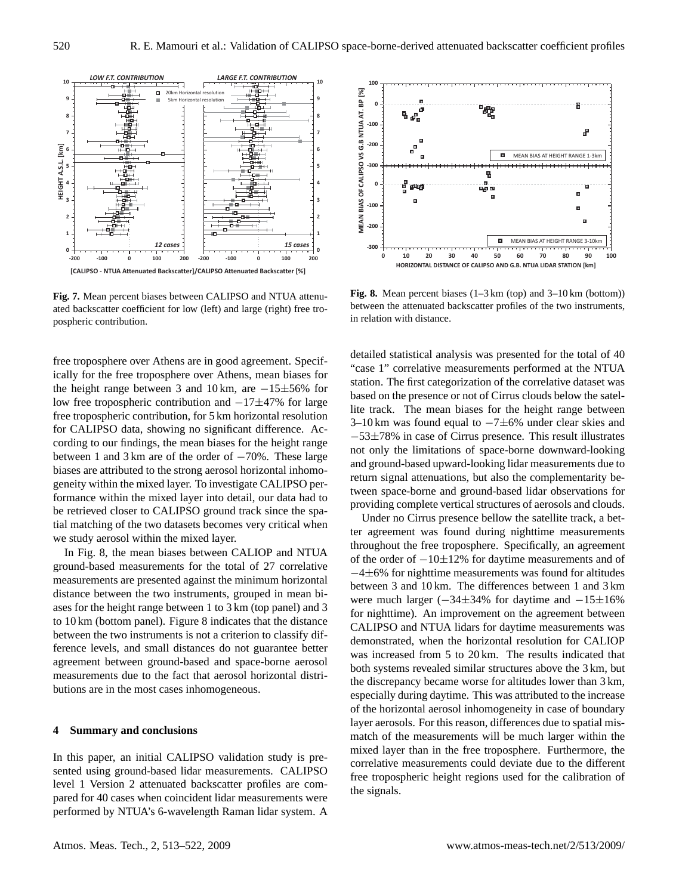**Fig. 7.** Mean percent biases between CALIPSO and NTUA attenuated backscatter coefficient for low (left) and large (right) free tropospheric contribution.

**Fig. 8.** Mean percent biases (1–3 km (top) and 3–10 km (bottom)) between the attenuated backscatter profiles of the two instruments, in relation with distance.

free troposphere over Athens are in good agreement. Specifically for the free troposphere over Athens, mean biases for the height range between 3 and 10 km, are $-15\pm56\%$ for low free tropospheric contribution and $-17\pm47\%$ for large free tropospheric contribution, for 5 km horizontal resolution for CALIPSO data, showing no significant difference. According to our findings, the mean biases for the height range between 1 and 3 km are of the order of $-70\%$. These large biases are attributed to the strong aerosol horizontal inhomogeneity within the mixed layer. To investigate CALIPSO performance within the mixed layer into detail, our data had to be retrieved closer to CALIPSO ground track since the spatial matching of the two datasets becomes very critical when we study aerosol within the mixed layer.

In Fig. 8, the mean biases between CALIOP and NTUA ground-based measurements for the total of 27 correlative measurements are presented against the minimum horizontal distance between the two instruments, grouped in mean biases for the height range between 1 to 3 km (top panel) and 3 to 10 km (bottom panel). Figure 8 indicates that the distance between the two instruments is not a criterion to classify difference levels, and small distances do not guarantee better agreement between ground-based and space-borne aerosol measurements due to the fact that aerosol horizontal distributions are in the most cases inhomogeneous.

## 4 Summary and conclusions

In this paper, an initial CALIPSO validation study is presented using ground-based lidar measurements. CALIPSO level 1 Version 2 attenuated backscatter profiles are compared for 40 cases when coincident lidar measurements were performed by NTUA's 6-wavelength Raman lidar system. A detailed statistical analysis was presented for the total of 40 "case 1" correlative measurements performed at the NTUA station. The first categorization of the correlative dataset was based on the presence or not of Cirrus clouds below the satellite track. The mean biases for the height range between 3–10 km was found equal to $-7\pm6\%$ under clear skies and $-53\pm78\%$ in case of Cirrus presence. This result illustrates not only the limitations of space-borne downward-looking and ground-based upward-looking lidar measurements due to return signal attenuations, but also the complementarity between space-borne and ground-based lidar observations for providing complete vertical structures of aerosols and clouds.

Under no Cirrus presence bellow the satellite track, a better agreement was found during nighttime measurements throughout the free troposphere. Specifically, an agreement of the order of $-10\pm12\%$ for daytime measurements and of $-4\pm6\%$ for nighttime measurements was found for altitudes between 3 and 10 km. The differences between 1 and 3 km were much larger ($-34\pm34\%$ for daytime and $-15\pm16\%$ for nighttime). An improvement on the agreement between CALIPSO and NTUA lidars for daytime measurements was demonstrated, when the horizontal resolution for CALIOP was increased from 5 to 20 km. The results indicated that both systems revealed similar structures above the 3 km, but the discrepancy became worse for altitudes lower than 3 km, especially during daytime. This was attributed to the increase of the horizontal aerosol inhomogeneity in case of boundary layer aerosols. For this reason, differences due to spatial mismatch of the measurements will be much larger within the mixed layer than in the free troposphere. Furthermore, the correlative measurements could deviate due to the different free tropospheric height regions used for the calibration of the signals.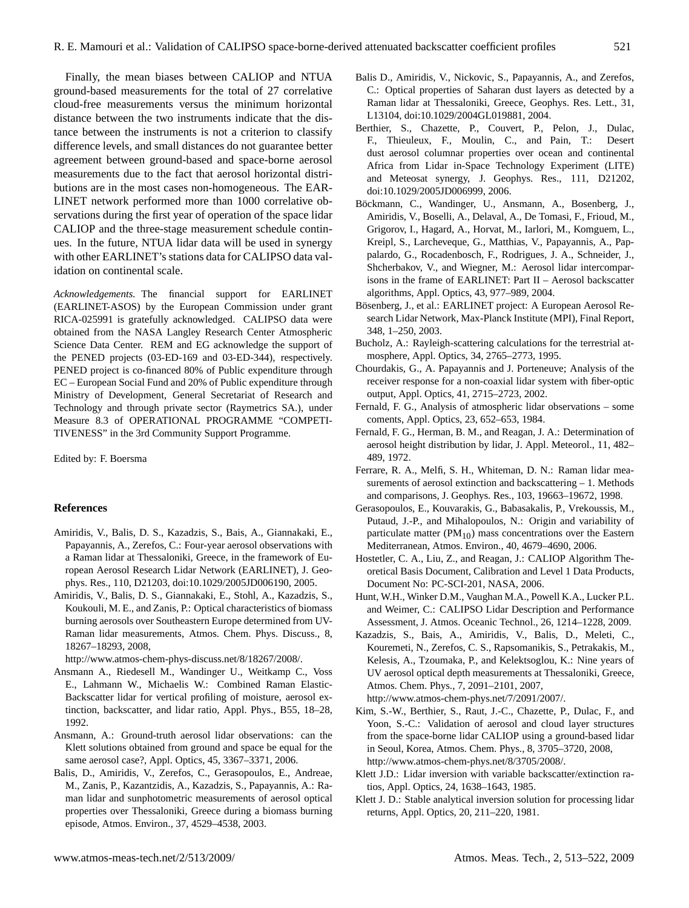Finally, the mean biases between CALIOP and NTUA ground-based measurements for the total of 27 correlative cloud-free measurements versus the minimum horizontal distance between the two instruments indicate that the distance between the instruments is not a criterion to classify difference levels, and small distances do not guarantee better agreement between ground-based and space-borne aerosol measurements due to the fact that aerosol horizontal distributions are in the most cases non-homogeneous. The EARLINET network performed more than 1000 correlative observations during the first year of operation of the space lidar CALIOP and the three-stage measurement schedule continues. In the future, NTUA lidar data will be used in synergy with other EARLINET's stations data for CALIPSO data validation on continental scale.

*Acknowledgements.* The financial support for EARLINET (EARLINET-ASOS) by the European Commission under grant RICA-025991 is gratefully acknowledged. CALIPSO data were obtained from the NASA Langley Research Center Atmospheric Science Data Center. REM and EG acknowledge the support of the PENED projects (03-ED-169 and 03-ED-344), respectively. PENED project is co-financed 80% of Public expenditure through EC – European Social Fund and 20% of Public expenditure through Ministry of Development, General Secretariat of Research and Technology and through private sector (Raymetrics SA.), under Measure 8.3 of OPERATIONAL PROGRAMME "COMPETITIVENESS" in the 3rd Community Support Programme.

Edited by: F. Boersma

## References

Amiridis, V., Balis, D. S., Kazadzis, S., Bais, A., Giannakaki, E., Papayannis, A., Zerefos, C.: Four-year aerosol observations with a Raman lidar at Thessaloniki, Greece, in the framework of European Aerosol Research Lidar Network (EARLINET), J. Geophys. Res., 110, D21203, doi:10.1029/2005JD006190, 2005.

Amiridis, V., Balis, D. S., Giannakaki, E., Stohl, A., Kazadzis, S., Koukouli, M. E., and Zanis, P.: Optical characteristics of biomass burning aerosols over Southeastern Europe determined from UV-Raman lidar measurements, Atmos. Chem. Phys. Discuss., 8, 18267–18293, 2008, http://www.atmos-chem-phys-discuss.net/8/18267/2008/.

Ansmann A., Riedesell M., Wandinger U., Weitkamp C., Voss E., Lahmann W., Michaelis W.: Combined Raman Elastic-Backscatter lidar for vertical profiling of moisture, aerosol extinction, backscatter, and lidar ratio, Appl. Phys., B55, 18–28, 1992.

Ansmann, A.: Ground-truth aerosol lidar observations: can the Klett solutions obtained from ground and space be equal for the same aerosol case?, Appl. Optics, 45, 3367–3371, 2006.

Balis, D., Amiridis, V., Zerefos, C., Gerasopoulos, E., Andreae, M., Zanis, P., Kazantzidis, A., Kazadzis, S., Papayannis, A.: Raman lidar and sunphotometric measurements of aerosol optical properties over Thessaloniki, Greece during a biomass burning episode, Atmos. Environ., 37, 4529–4538, 2003.

Balis D., Amiridis, V., Nickovic, S., Papayannis, A., and Zerefos, C.: Optical properties of Saharan dust layers as detected by a Raman lidar at Thessaloniki, Greece, Geophys. Res. Lett., 31, L13104, doi:10.1029/2004GL019881, 2004.

Berthier, S., Chazette, P., Couvert, P., Pelon, J., Dulac, F., Thieuleux, F., Moulin, C., and Pain, T.: Desert dust aerosol columnar properties over ocean and continental Africa from Lidar in-Space Technology Experiment (LITE) and Meteosat synergy, J. Geophys. Res., 111, D21202, doi:10.1029/2005JD006999, 2006.

Böckmann, C., Wandinger, U., Ansmann, A., Bosenberg, J., Amiridis, V., Boselli, A., Delaval, A., De Tomasi, F., Frioud, M., Grigorov, I., Hagard, A., Horvat, M., Iarlori, M., Komguem, L., Kreipl, S., Larcheveque, G., Matthias, V., Papayannis, A., Pappalardo, G., Rocadenbosch, F., Rodrigues, J. A., Schneider, J., Shcherbakov, V., and Wiegner, M.: Aerosol lidar intercomparisons in the frame of EARLINET: Part II – Aerosol backscatter algorithms, Appl. Optics, 43, 977–989, 2004.

Bösenberg, J., et al.: EARLINET project: A European Aerosol Research Lidar Network, Max-Planck Institute (MPI), Final Report, 348, 1–250, 2003.

Bucholz, A.: Rayleigh-scattering calculations for the terrestrial atmosphere, Appl. Optics, 34, 2765–2773, 1995.

Chourdakis, G., A. Papayannis and J. Porteneuve; Analysis of the receiver response for a non-coaxial lidar system with fiber-optic output, Appl. Optics, 41, 2715–2723, 2002.

Fernald, F. G., Analysis of atmospheric lidar observations – some coments, Appl. Optics, 23, 652–653, 1984.

Fernald, F. G., Herman, B. M., and Reagan, J. A.: Determination of aerosol height distribution by lidar, J. Appl. Meteorol., 11, 482–489, 1972.

Ferrare, R. A., Melfi, S. H., Whiteman, D. N.: Raman lidar measurements of aerosol extinction and backscattering – 1. Methods and comparisons, J. Geophys. Res., 103, 19663–19672, 1998.

Gerasopoulos, E., Kouvarakis, G., Babasakalis, P., Vrekoussis, M., Putaud, J.-P., and Mihalopoulos, N.: Origin and variability of particulate matter ($PM_{10}$) mass concentrations over the Eastern Mediterranean, Atmos. Environ., 40, 4679–4690, 2006.

Hostetler, C. A., Liu, Z., and Reagan, J.: CALIOP Algorithm Theoretical Basis Document, Calibration and Level 1 Data Products, Document No: PC-SCI-201, NASA, 2006.

Hunt, W.H., Winker D.M., Vaughan M.A., Powell K.A., Lucker P.L. and Weimer, C.: CALIPSO Lidar Description and Performance Assessment, J. Atmos. Oceanic Technol., 26, 1214–1228, 2009.

Kazadzis, S., Bais, A., Amiridis, V., Balis, D., Meleti, C., Kouremeti, N., Zerefos, C. S., Rapsomanikis, S., Petrakakis, M., Kelesis, A., Tzoumaka, P., and Kelektsoglou, K.: Nine years of UV aerosol optical depth measurements at Thessaloniki, Greece, Atmos. Chem. Phys., 7, 2091–2101, 2007, http://www.atmos-chem-phys.net/7/2091/2007/.

Kim, S.-W., Berthier, S., Raut, J.-C., Chazette, P., Dulac, F., and Yoon, S.-C.: Validation of aerosol and cloud layer structures from the space-borne lidar CALIOP using a ground-based lidar in Seoul, Korea, Atmos. Chem. Phys., 8, 3705–3720, 2008, http://www.atmos-chem-phys.net/8/3705/2008/.

Klett J.D.: Lidar inversion with variable backscatter/extinction ratios, Appl. Optics, 24, 1638–1643, 1985.

Klett J. D.: Stable analytical inversion solution for processing lidar returns, Appl. Optics, 20, 211–220, 1981.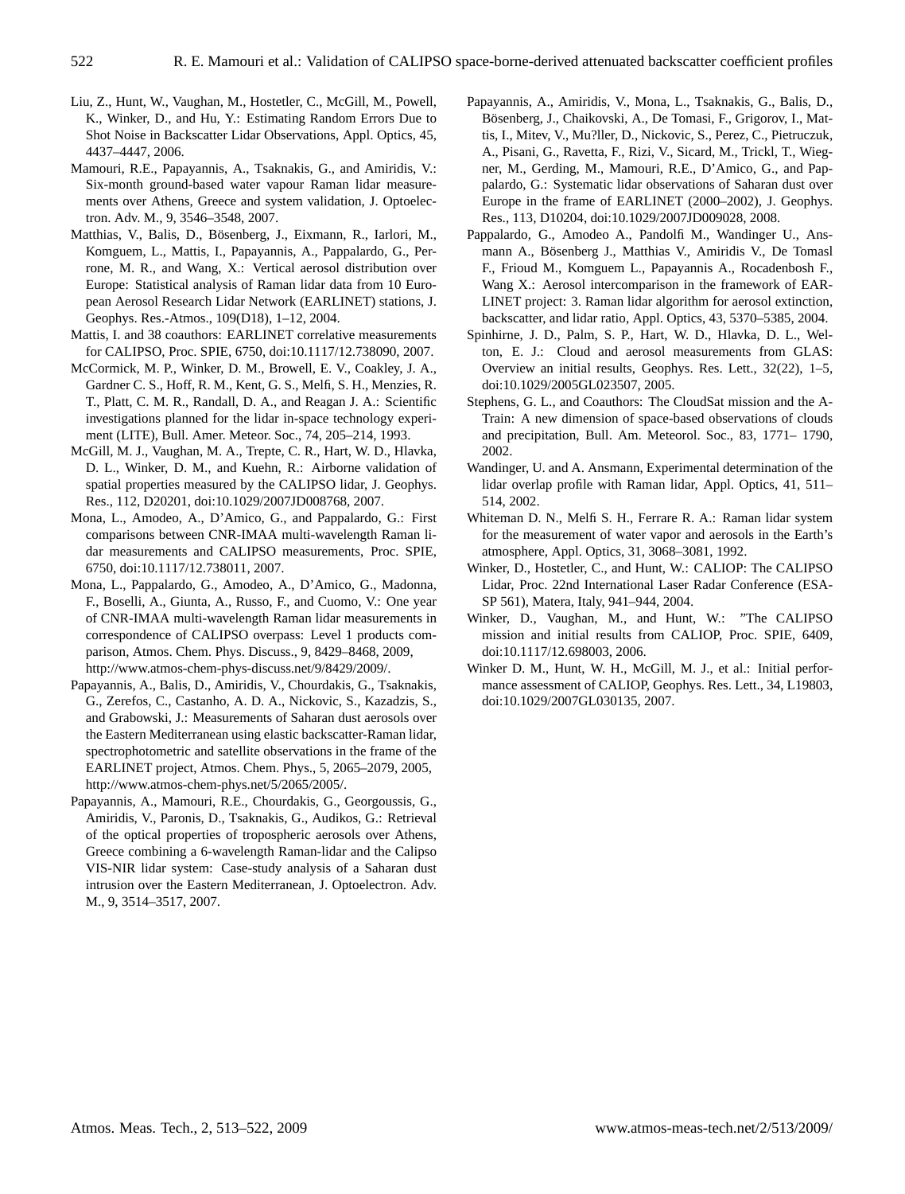Liu, Z., Hunt, W., Vaughan, M., Hostetler, C., McGill, M., Powell, K., Winker, D., and Hu, Y.: Estimating Random Errors Due to Shot Noise in Backscatter Lidar Observations, Appl. Optics, 45, 4437–4447, 2006.

Mamouri, R.E., Papayannis, A., Tsaknakis, G., and Amiridis, V.: Six-month ground-based water vapour Raman lidar measurements over Athens, Greece and system validation, J. Optoelectron. Adv. M., 9, 3546–3548, 2007.

Matthias, V., Balis, D., Bösenberg, J., Eixmann, R., Iarlori, M., Komguem, L., Mattis, I., Papayannis, A., Pappalardo, G., Perrone, M. R., and Wang, X.: Vertical aerosol distribution over Europe: Statistical analysis of Raman lidar data from 10 European Aerosol Research Lidar Network (EARLINET) stations, J. Geophys. Res.-Atmos., 109(D18), 1–12, 2004.

Mattis, I. and 38 coauthors: EARLINET correlative measurements for CALIPSO, Proc. SPIE, 6750, doi:10.1117/12.738090, 2007.

McCormick, M. P., Winker, D. M., Browell, E. V., Coakley, J. A., Gardner C. S., Hoff, R. M., Kent, G. S., Melfi, S. H., Menzies, R. T., Platt, C. M. R., Randall, D. A., and Reagan J. A.: Scientific investigations planned for the lidar in-space technology experiment (LITE), Bull. Amer. Meteor. Soc., 74, 205–214, 1993.

McGill, M. J., Vaughan, M. A., Trepte, C. R., Hart, W. D., Hlavka, D. L., Winker, D. M., and Kuehn, R.: Airborne validation of spatial properties measured by the CALIPSO lidar, J. Geophys. Res., 112, D20201, doi:10.1029/2007JD008768, 2007.

Mona, L., Amodeo, A., D'Amico, G., and Pappalardo, G.: First comparisons between CNR-IMAA multi-wavelength Raman lidar measurements and CALIPSO measurements, Proc. SPIE, 6750, doi:10.1117/12.738011, 2007.

Mona, L., Pappalardo, G., Amodeo, A., D'Amico, G., Madonna, F., Boselli, A., Giunta, A., Russo, F., and Cuomo, V.: One year of CNR-IMAA multi-wavelength Raman lidar measurements in correspondence of CALIPSO overpass: Level 1 products comparison, Atmos. Chem. Phys. Discuss., 9, 8429–8468, 2009, http://www.atmos-chem-phys-discuss.net/9/8429/2009/.

Papayannis, A., Balis, D., Amiridis, V., Chourdakis, G., Tsaknakis, G., Zerefos, C., Castanho, A. D. A., Nickovic, S., Kazadzis, S., and Grabowski, J.: Measurements of Saharan dust aerosols over the Eastern Mediterranean using elastic backscatter-Raman lidar, spectrophotometric and satellite observations in the frame of the EARLINET project, Atmos. Chem. Phys., 5, 2065–2079, 2005, http://www.atmos-chem-phys.net/5/2065/2005/.

Papayannis, A., Mamouri, R.E., Chourdakis, G., Georgoussis, G., Amiridis, V., Paronis, D., Tsaknakis, G., Audikos, G.: Retrieval of the optical properties of tropospheric aerosols over Athens, Greece combining a 6-wavelength Raman-lidar and the Calipso VIS-NIR lidar system: Case-study analysis of a Saharan dust intrusion over the Eastern Mediterranean, J. Optoelectron. Adv. M., 9, 3514–3517, 2007.

Papayannis, A., Amiridis, V., Mona, L., Tsaknakis, G., Balis, D., Bösenberg, J., Chaikovski, A., De Tomasi, F., Grigorov, I., Mattis, I., Mitev, V., Mu?ller, D., Nickovic, S., Perez, C., Pietruczuk, A., Pisani, G., Ravetta, F., Rizi, V., Sicard, M., Trickl, T., Wiegner, M., Gerding, M., Mamouri, R.E., D'Amico, G., and Pappalardo, G.: Systematic lidar observations of Saharan dust over Europe in the frame of EARLINET (2000–2002), J. Geophys. Res., 113, D10204, doi:10.1029/2007JD009028, 2008.

Pappalardo, G., Amodeo A., Pandolfi M., Wandinger U., Ansmann A., Bösenberg J., Matthias V., Amiridis V., De Tomasl F., Frioud M., Komguem L., Papayannis A., Rocadenbosh F., Wang X.: Aerosol intercomparison in the framework of EARLINET project: 3. Raman lidar algorithm for aerosol extinction, backscatter, and lidar ratio, Appl. Optics, 43, 5370–5385, 2004.

Spinhirne, J. D., Palm, S. P., Hart, W. D., Hlavka, D. L., Welton, E. J.: Cloud and aerosol measurements from GLAS: Overview an initial results, Geophys. Res. Lett., 32(22), 1–5, doi:10.1029/2005GL023507, 2005.

Stephens, G. L., and Coauthors: The CloudSat mission and the A-Train: A new dimension of space-based observations of clouds and precipitation, Bull. Am. Meteorol. Soc., 83, 1771– 1790, 2002.

Wandinger, U. and A. Ansmann, Experimental determination of the lidar overlap profile with Raman lidar, Appl. Optics, 41, 511–514, 2002.

Whiteman D. N., Melfi S. H., Ferrare R. A.: Raman lidar system for the measurement of water vapor and aerosols in the Earth's atmosphere, Appl. Optics, 31, 3068–3081, 1992.

Winker, D., Hostetler, C., and Hunt, W.: CALIOP: The CALIPSO Lidar, Proc. 22nd International Laser Radar Conference (ESA-SP 561), Matera, Italy, 941–944, 2004.

Winker, D., Vaughan, M., and Hunt, W.: "The CALIPSO mission and initial results from CALIOP, Proc. SPIE, 6409, doi:10.1117/12.698003, 2006.

Winker D. M., Hunt, W. H., McGill, M. J., et al.: Initial performance assessment of CALIOP, Geophys. Res. Lett., 34, L19803, doi:10.1029/2007GL030135, 2007.